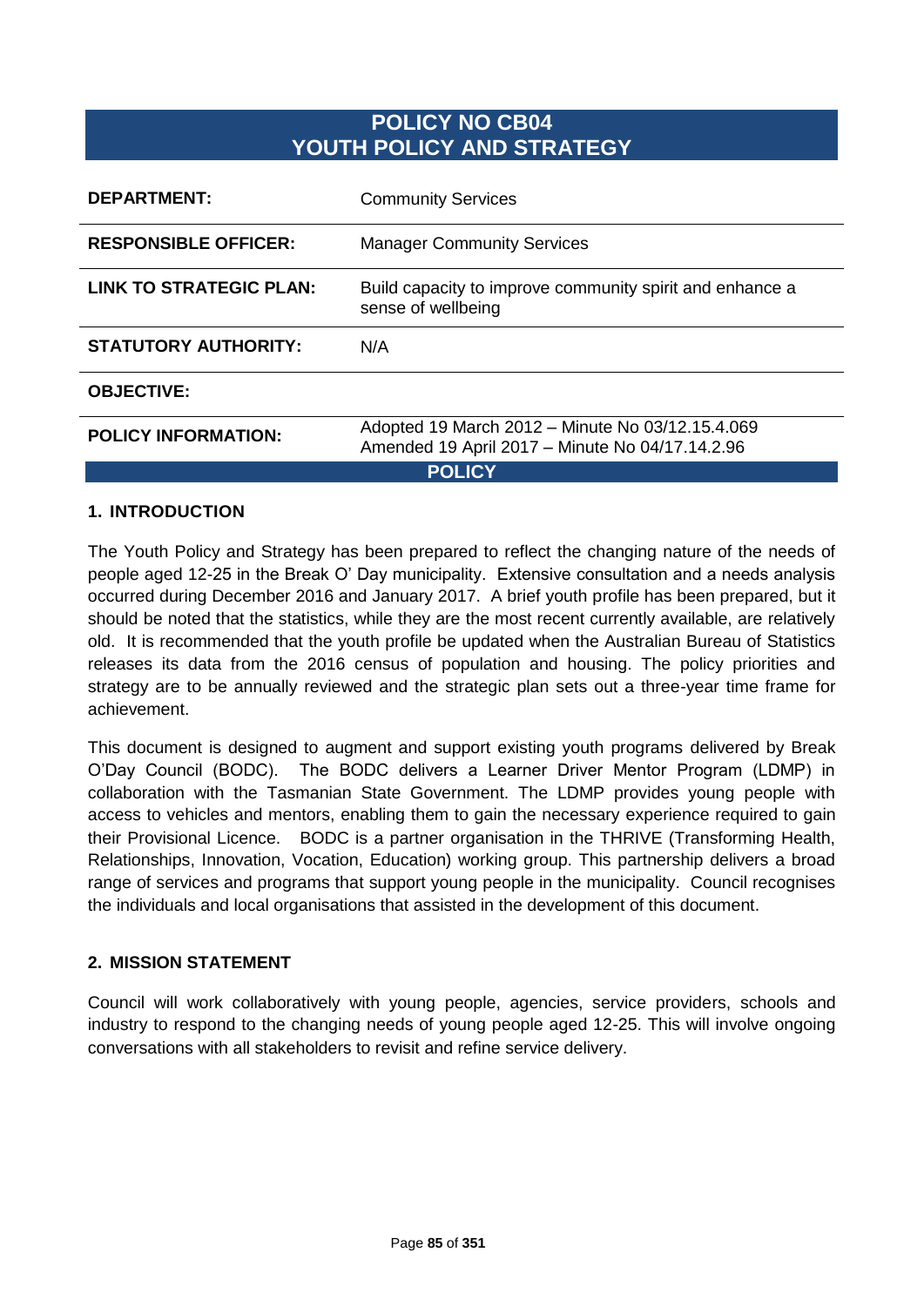# POLICY NO CB04
# YOUTH POLICY AND STRATEGY

| | |
|---|---|
| **DEPARTMENT:** | Community Services |
| **RESPONSIBLE OFFICER:** | Manager Community Services |
| **LINK TO STRATEGIC PLAN:** | Build capacity to improve community spirit and enhance a sense of wellbeing |
| **STATUTORY AUTHORITY:** | N/A |
| **OBJECTIVE:** | |
| **POLICY INFORMATION:** | Adopted 19 March 2012 – Minute No 03/12.15.4.069<br>Amended 19 April 2017 – Minute No 04/17.14.2.96 |

## POLICY

### 1. INTRODUCTION

The Youth Policy and Strategy has been prepared to reflect the changing nature of the needs of people aged 12-25 in the Break O' Day municipality. Extensive consultation and a needs analysis occurred during December 2016 and January 2017. A brief youth profile has been prepared, but it should be noted that the statistics, while they are the most recent currently available, are relatively old. It is recommended that the youth profile be updated when the Australian Bureau of Statistics releases its data from the 2016 census of population and housing. The policy priorities and strategy are to be annually reviewed and the strategic plan sets out a three-year time frame for achievement.

This document is designed to augment and support existing youth programs delivered by Break O'Day Council (BODC). The BODC delivers a Learner Driver Mentor Program (LDMP) in collaboration with the Tasmanian State Government. The LDMP provides young people with access to vehicles and mentors, enabling them to gain the necessary experience required to gain their Provisional Licence. BODC is a partner organisation in the THRIVE (Transforming Health, Relationships, Innovation, Vocation, Education) working group. This partnership delivers a broad range of services and programs that support young people in the municipality. Council recognises the individuals and local organisations that assisted in the development of this document.

### 2. MISSION STATEMENT

Council will work collaboratively with young people, agencies, service providers, schools and industry to respond to the changing needs of young people aged 12-25. This will involve ongoing conversations with all stakeholders to revisit and refine service delivery.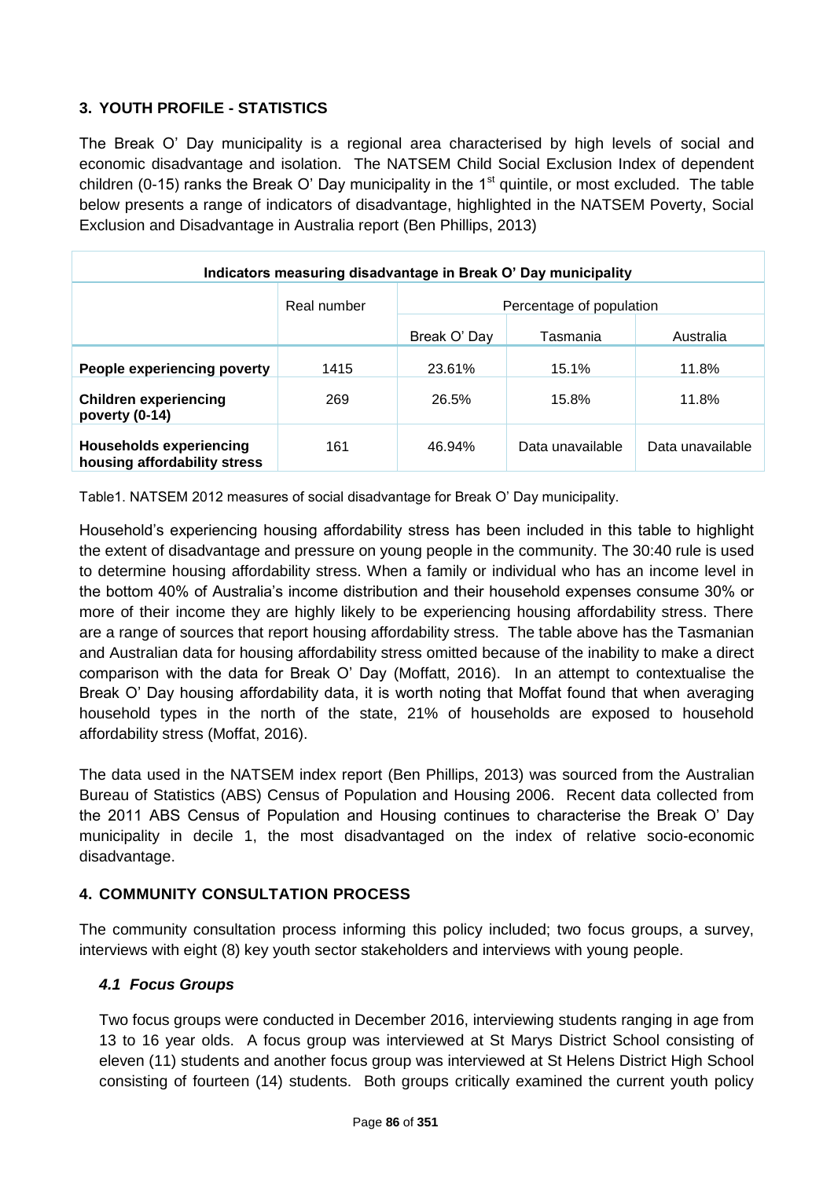## 3. YOUTH PROFILE - STATISTICS

The Break O' Day municipality is a regional area characterised by high levels of social and economic disadvantage and isolation. The NATSEM Child Social Exclusion Index of dependent children (0-15) ranks the Break O' Day municipality in the 1st quintile, or most excluded. The table below presents a range of indicators of disadvantage, highlighted in the NATSEM Poverty, Social Exclusion and Disadvantage in Australia report (Ben Phillips, 2013)

| Indicators measuring disadvantage in Break O' Day municipality | | | | |
|---|---|---|---|---|
| | Real number | Percentage of population | | |
| | | Break O' Day | Tasmania | Australia |
| **People experiencing poverty** | 1415 | 23.61% | 15.1% | 11.8% |
| **Children experiencing poverty (0-14)** | 269 | 26.5% | 15.8% | 11.8% |
| **Households experiencing housing affordability stress** | 161 | 46.94% | Data unavailable | Data unavailable |

Table1. NATSEM 2012 measures of social disadvantage for Break O' Day municipality.

Household's experiencing housing affordability stress has been included in this table to highlight the extent of disadvantage and pressure on young people in the community. The 30:40 rule is used to determine housing affordability stress. When a family or individual who has an income level in the bottom 40% of Australia's income distribution and their household expenses consume 30% or more of their income they are highly likely to be experiencing housing affordability stress. There are a range of sources that report housing affordability stress. The table above has the Tasmanian and Australian data for housing affordability stress omitted because of the inability to make a direct comparison with the data for Break O' Day (Moffatt, 2016). In an attempt to contextualise the Break O' Day housing affordability data, it is worth noting that Moffat found that when averaging household types in the north of the state, 21% of households are exposed to household affordability stress (Moffat, 2016).

The data used in the NATSEM index report (Ben Phillips, 2013) was sourced from the Australian Bureau of Statistics (ABS) Census of Population and Housing 2006. Recent data collected from the 2011 ABS Census of Population and Housing continues to characterise the Break O' Day municipality in decile 1, the most disadvantaged on the index of relative socio-economic disadvantage.

## 4. COMMUNITY CONSULTATION PROCESS

The community consultation process informing this policy included; two focus groups, a survey, interviews with eight (8) key youth sector stakeholders and interviews with young people.

### *4.1 Focus Groups*

Two focus groups were conducted in December 2016, interviewing students ranging in age from 13 to 16 year olds. A focus group was interviewed at St Marys District School consisting of eleven (11) students and another focus group was interviewed at St Helens District High School consisting of fourteen (14) students. Both groups critically examined the current youth policy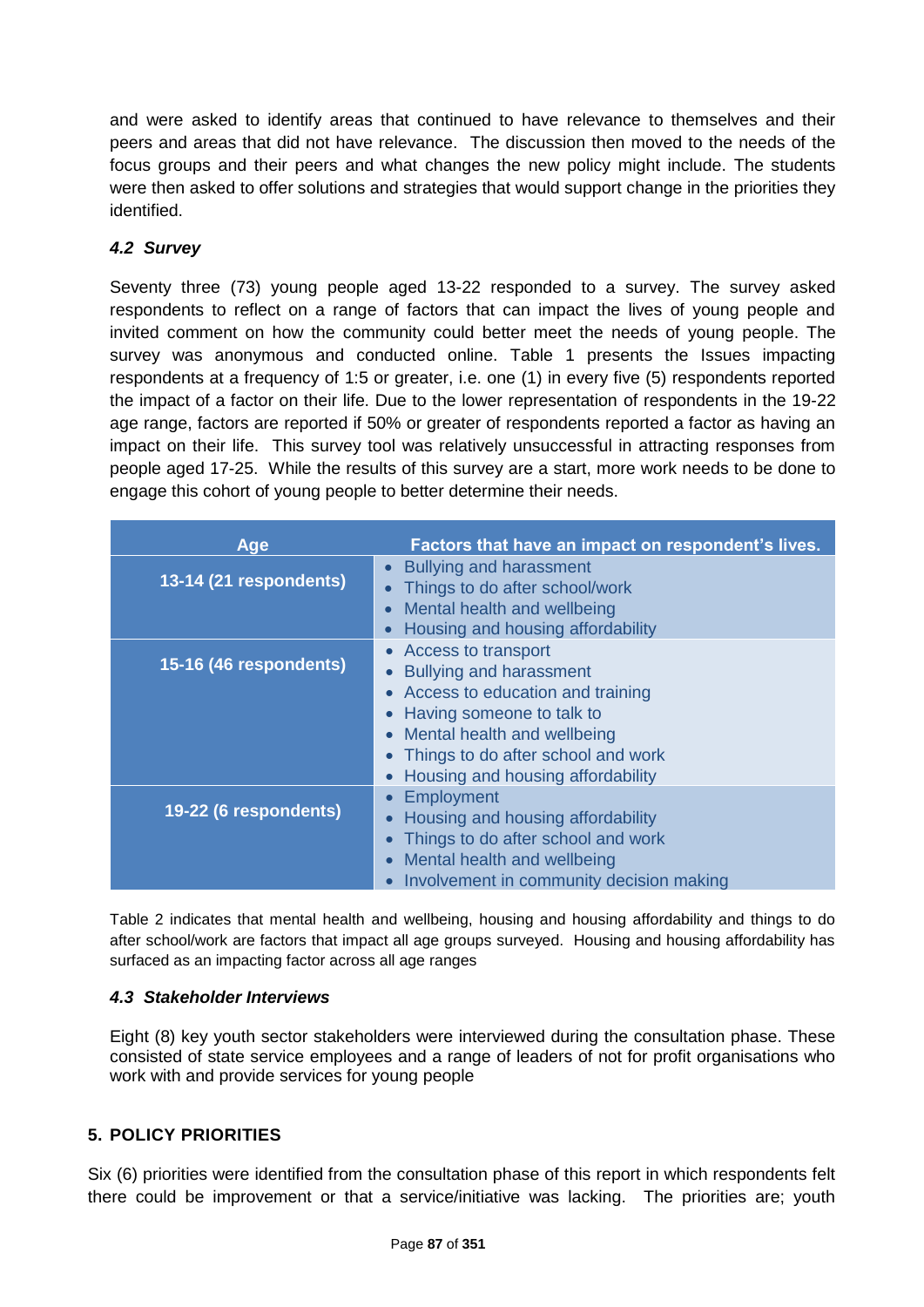and were asked to identify areas that continued to have relevance to themselves and their peers and areas that did not have relevance. The discussion then moved to the needs of the focus groups and their peers and what changes the new policy might include. The students were then asked to offer solutions and strategies that would support change in the priorities they identified.

### *4.2 Survey*

Seventy three (73) young people aged 13-22 responded to a survey. The survey asked respondents to reflect on a range of factors that can impact the lives of young people and invited comment on how the community could better meet the needs of young people. The survey was anonymous and conducted online. Table 1 presents the Issues impacting respondents at a frequency of 1:5 or greater, i.e. one (1) in every five (5) respondents reported the impact of a factor on their life. Due to the lower representation of respondents in the 19-22 age range, factors are reported if 50% or greater of respondents reported a factor as having an impact on their life. This survey tool was relatively unsuccessful in attracting responses from people aged 17-25. While the results of this survey are a start, more work needs to be done to engage this cohort of young people to better determine their needs.

| Age | Factors that have an impact on respondent's lives. |
|---|---|
| 13-14 (21 respondents) | • Bullying and harassment<br>• Things to do after school/work<br>• Mental health and wellbeing<br>• Housing and housing affordability |
| 15-16 (46 respondents) | • Access to transport<br>• Bullying and harassment<br>• Access to education and training<br>• Having someone to talk to<br>• Mental health and wellbeing<br>• Things to do after school and work<br>• Housing and housing affordability |
| 19-22 (6 respondents) | • Employment<br>• Housing and housing affordability<br>• Things to do after school and work<br>• Mental health and wellbeing<br>• Involvement in community decision making |

Table 2 indicates that mental health and wellbeing, housing and housing affordability and things to do after school/work are factors that impact all age groups surveyed. Housing and housing affordability has surfaced as an impacting factor across all age ranges

### *4.3 Stakeholder Interviews*

Eight (8) key youth sector stakeholders were interviewed during the consultation phase. These consisted of state service employees and a range of leaders of not for profit organisations who work with and provide services for young people

## 5. POLICY PRIORITIES

Six (6) priorities were identified from the consultation phase of this report in which respondents felt there could be improvement or that a service/initiative was lacking. The priorities are; youth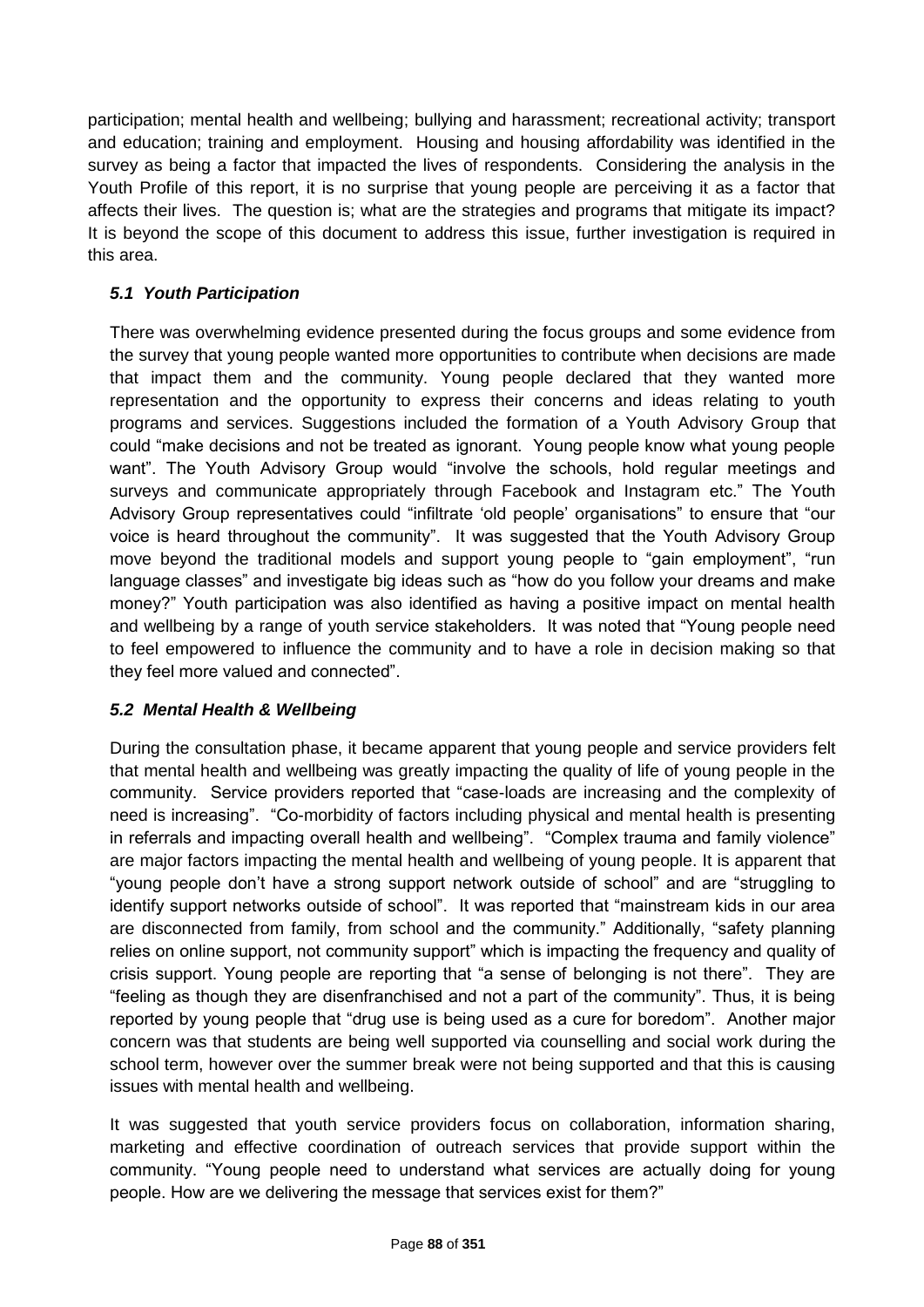participation; mental health and wellbeing; bullying and harassment; recreational activity; transport and education; training and employment. Housing and housing affordability was identified in the survey as being a factor that impacted the lives of respondents. Considering the analysis in the Youth Profile of this report, it is no surprise that young people are perceiving it as a factor that affects their lives. The question is; what are the strategies and programs that mitigate its impact? It is beyond the scope of this document to address this issue, further investigation is required in this area.

### *5.1 Youth Participation*

There was overwhelming evidence presented during the focus groups and some evidence from the survey that young people wanted more opportunities to contribute when decisions are made that impact them and the community. Young people declared that they wanted more representation and the opportunity to express their concerns and ideas relating to youth programs and services. Suggestions included the formation of a Youth Advisory Group that could "make decisions and not be treated as ignorant. Young people know what young people want". The Youth Advisory Group would "involve the schools, hold regular meetings and surveys and communicate appropriately through Facebook and Instagram etc." The Youth Advisory Group representatives could "infiltrate 'old people' organisations" to ensure that "our voice is heard throughout the community". It was suggested that the Youth Advisory Group move beyond the traditional models and support young people to "gain employment", "run language classes" and investigate big ideas such as "how do you follow your dreams and make money?" Youth participation was also identified as having a positive impact on mental health and wellbeing by a range of youth service stakeholders. It was noted that "Young people need to feel empowered to influence the community and to have a role in decision making so that they feel more valued and connected".

### *5.2 Mental Health & Wellbeing*

During the consultation phase, it became apparent that young people and service providers felt that mental health and wellbeing was greatly impacting the quality of life of young people in the community. Service providers reported that "case-loads are increasing and the complexity of need is increasing". "Co-morbidity of factors including physical and mental health is presenting in referrals and impacting overall health and wellbeing". "Complex trauma and family violence" are major factors impacting the mental health and wellbeing of young people. It is apparent that "young people don't have a strong support network outside of school" and are "struggling to identify support networks outside of school". It was reported that "mainstream kids in our area are disconnected from family, from school and the community." Additionally, "safety planning relies on online support, not community support" which is impacting the frequency and quality of crisis support. Young people are reporting that "a sense of belonging is not there". They are "feeling as though they are disenfranchised and not a part of the community". Thus, it is being reported by young people that "drug use is being used as a cure for boredom". Another major concern was that students are being well supported via counselling and social work during the school term, however over the summer break were not being supported and that this is causing issues with mental health and wellbeing.

It was suggested that youth service providers focus on collaboration, information sharing, marketing and effective coordination of outreach services that provide support within the community. "Young people need to understand what services are actually doing for young people. How are we delivering the message that services exist for them?"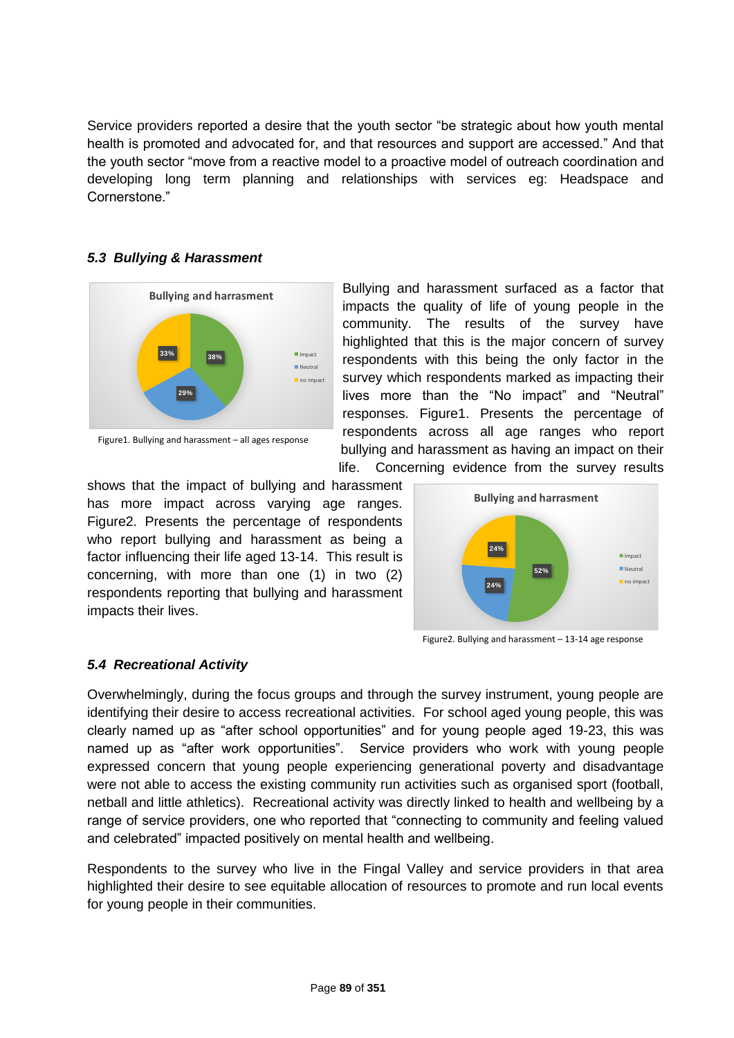Service providers reported a desire that the youth sector “be strategic about how youth mental health is promoted and advocated for, and that resources and support are accessed.” And that the youth sector “move from a reactive model to a proactive model of outreach coordination and developing long term planning and relationships with services eg: Headspace and Cornerstone.”

### *5.3 Bullying & Harassment*

Bullying and harassment surfaced as a factor that impacts the quality of life of young people in the community. The results of the survey have highlighted that this is the major concern of survey respondents with this being the only factor in the survey which respondents marked as impacting their lives more than the “No impact” and “Neutral” responses. Figure1. Presents the percentage of respondents across all age ranges who report bullying and harassment as having an impact on their life. Concerning evidence from the survey results shows that the impact of bullying and harassment has more impact across varying age ranges. Figure2. Presents the percentage of respondents who report bullying and harassment as being a factor influencing their life aged 13-14. This result is concerning, with more than one (1) in two (2) respondents reporting that bullying and harassment impacts their lives.

Figure1. Bullying and harassment – all ages response

Figure2. Bullying and harassment – 13-14 age response

### *5.4 Recreational Activity*

Overwhelmingly, during the focus groups and through the survey instrument, young people are identifying their desire to access recreational activities. For school aged young people, this was clearly named up as “after school opportunities” and for young people aged 19-23, this was named up as “after work opportunities”. Service providers who work with young people expressed concern that young people experiencing generational poverty and disadvantage were not able to access the existing community run activities such as organised sport (football, netball and little athletics). Recreational activity was directly linked to health and wellbeing by a range of service providers, one who reported that “connecting to community and feeling valued and celebrated” impacted positively on mental health and wellbeing.

Respondents to the survey who live in the Fingal Valley and service providers in that area highlighted their desire to see equitable allocation of resources to promote and run local events for young people in their communities.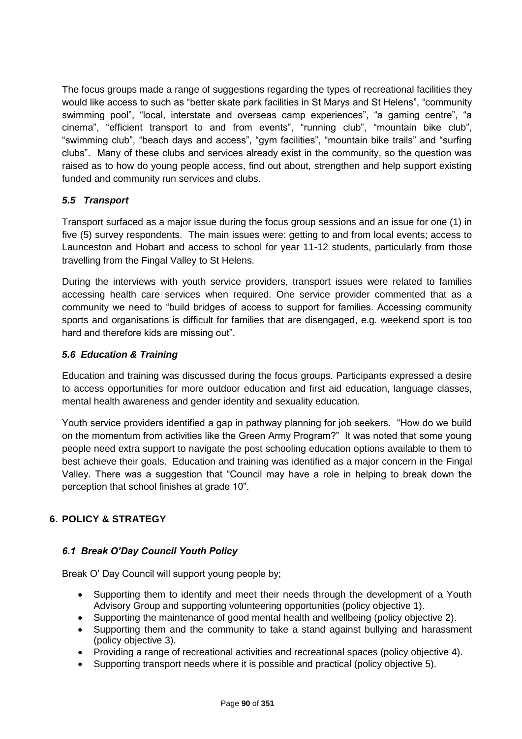The focus groups made a range of suggestions regarding the types of recreational facilities they would like access to such as "better skate park facilities in St Marys and St Helens", "community swimming pool", "local, interstate and overseas camp experiences", "a gaming centre", "a cinema", "efficient transport to and from events", "running club", "mountain bike club", "swimming club", "beach days and access", "gym facilities", "mountain bike trails" and "surfing clubs". Many of these clubs and services already exist in the community, so the question was raised as to how do young people access, find out about, strengthen and help support existing funded and community run services and clubs.

### *5.5 Transport*

Transport surfaced as a major issue during the focus group sessions and an issue for one (1) in five (5) survey respondents. The main issues were: getting to and from local events; access to Launceston and Hobart and access to school for year 11-12 students, particularly from those travelling from the Fingal Valley to St Helens.

During the interviews with youth service providers, transport issues were related to families accessing health care services when required. One service provider commented that as a community we need to "build bridges of access to support for families. Accessing community sports and organisations is difficult for families that are disengaged, e.g. weekend sport is too hard and therefore kids are missing out".

### *5.6 Education & Training*

Education and training was discussed during the focus groups. Participants expressed a desire to access opportunities for more outdoor education and first aid education, language classes, mental health awareness and gender identity and sexuality education.

Youth service providers identified a gap in pathway planning for job seekers. "How do we build on the momentum from activities like the Green Army Program?" It was noted that some young people need extra support to navigate the post schooling education options available to them to best achieve their goals. Education and training was identified as a major concern in the Fingal Valley. There was a suggestion that "Council may have a role in helping to break down the perception that school finishes at grade 10".

## 6. POLICY & STRATEGY

### *6.1 Break O'Day Council Youth Policy*

Break O' Day Council will support young people by;

- Supporting them to identify and meet their needs through the development of a Youth Advisory Group and supporting volunteering opportunities (policy objective 1).
- Supporting the maintenance of good mental health and wellbeing (policy objective 2).
- Supporting them and the community to take a stand against bullying and harassment (policy objective 3).
- Providing a range of recreational activities and recreational spaces (policy objective 4).
- Supporting transport needs where it is possible and practical (policy objective 5).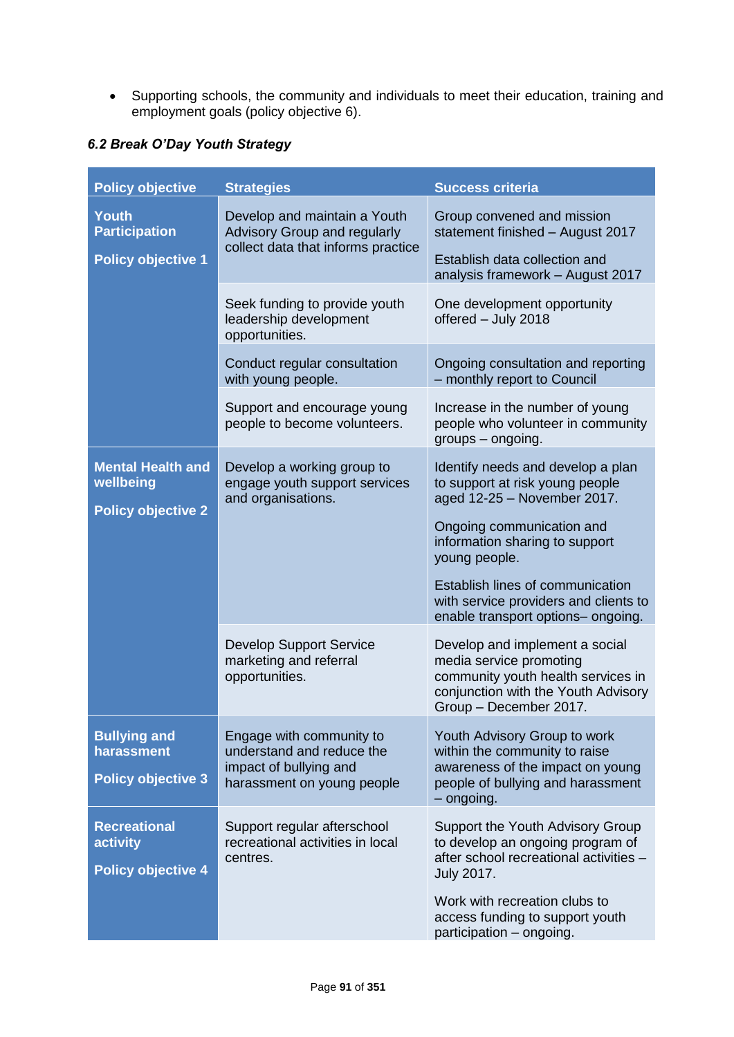- Supporting schools, the community and individuals to meet their education, training and employment goals (policy objective 6).

### *6.2 Break O'Day Youth Strategy*

| Policy objective | Strategies | Success criteria |
|---|---|---|
| **Youth Participation**<br><br>**Policy objective 1** | Develop and maintain a Youth Advisory Group and regularly collect data that informs practice | Group convened and mission statement finished – August 2017<br><br>Establish data collection and analysis framework – August 2017 |
| | Seek funding to provide youth leadership development opportunities. | One development opportunity offered – July 2018 |
| | Conduct regular consultation with young people. | Ongoing consultation and reporting – monthly report to Council |
| | Support and encourage young people to become volunteers. | Increase in the number of young people who volunteer in community groups – ongoing. |
| **Mental Health and wellbeing**<br><br>**Policy objective 2** | Develop a working group to engage youth support services and organisations. | Identify needs and develop a plan to support at risk young people aged 12-25 – November 2017.<br><br>Ongoing communication and information sharing to support young people.<br><br>Establish lines of communication with service providers and clients to enable transport options– ongoing. |
| | Develop Support Service marketing and referral opportunities. | Develop and implement a social media service promoting community youth health services in conjunction with the Youth Advisory Group – December 2017. |
| **Bullying and harassment**<br><br>**Policy objective 3** | Engage with community to understand and reduce the impact of bullying and harassment on young people | Youth Advisory Group to work within the community to raise awareness of the impact on young people of bullying and harassment – ongoing. |
| **Recreational activity**<br><br>**Policy objective 4** | Support regular afterschool recreational activities in local centres. | Support the Youth Advisory Group to develop an ongoing program of after school recreational activities – July 2017.<br><br>Work with recreation clubs to access funding to support youth participation – ongoing. |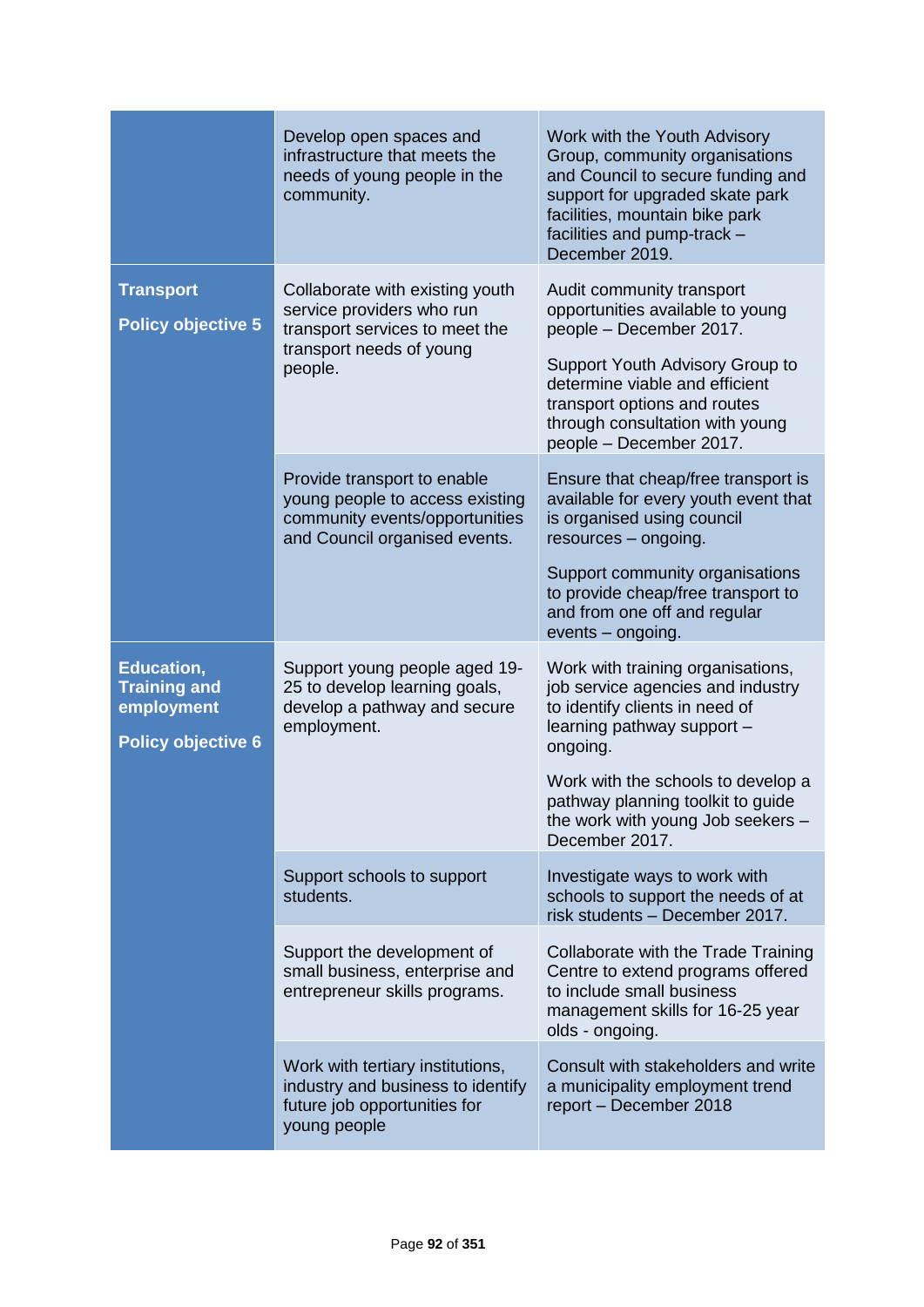| | | |
|---|---|---|
| | Develop open spaces and infrastructure that meets the needs of young people in the community. | Work with the Youth Advisory Group, community organisations and Council to secure funding and support for upgraded skate park facilities, mountain bike park facilities and pump-track – December 2019. |
| **Transport**<br><br>**Policy objective 5** | Collaborate with existing youth service providers who run transport services to meet the transport needs of young people. | Audit community transport opportunities available to young people – December 2017.<br><br>Support Youth Advisory Group to determine viable and efficient transport options and routes through consultation with young people – December 2017. |
| | Provide transport to enable young people to access existing community events/opportunities and Council organised events. | Ensure that cheap/free transport is available for every youth event that is organised using council resources – ongoing.<br><br>Support community organisations to provide cheap/free transport to and from one off and regular events – ongoing. |
| **Education, Training and employment**<br><br>**Policy objective 6** | Support young people aged 19-25 to develop learning goals, develop a pathway and secure employment. | Work with training organisations, job service agencies and industry to identify clients in need of learning pathway support – ongoing.<br><br>Work with the schools to develop a pathway planning toolkit to guide the work with young Job seekers – December 2017. |
| | Support schools to support students. | Investigate ways to work with schools to support the needs of at risk students – December 2017. |
| | Support the development of small business, enterprise and entrepreneur skills programs. | Collaborate with the Trade Training Centre to extend programs offered to include small business management skills for 16-25 year olds - ongoing. |
| | Work with tertiary institutions, industry and business to identify future job opportunities for young people | Consult with stakeholders and write a municipality employment trend report – December 2018 |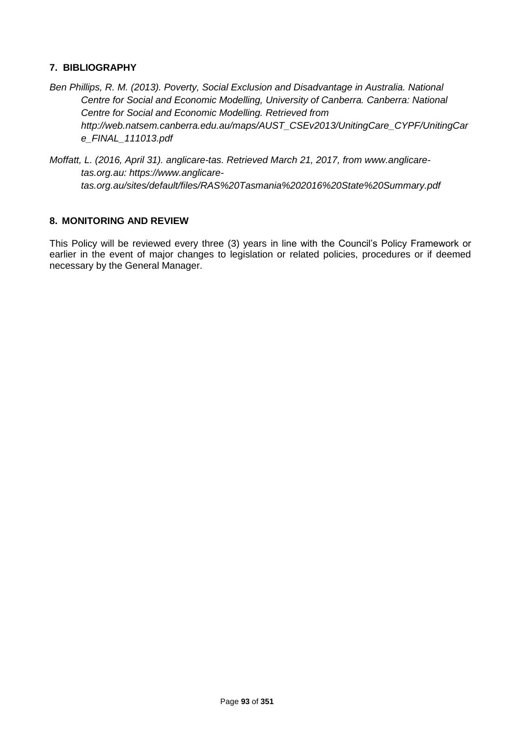## 7. BIBLIOGRAPHY

*Ben Phillips, R. M. (2013). Poverty, Social Exclusion and Disadvantage in Australia. National Centre for Social and Economic Modelling, University of Canberra. Canberra: National Centre for Social and Economic Modelling. Retrieved from http://web.natsem.canberra.edu.au/maps/AUST_CSEv2013/UnitingCare_CYPF/UnitingCare_FINAL_111013.pdf*

*Moffatt, L. (2016, April 31). anglicare-tas. Retrieved March 21, 2017, from www.anglicare-tas.org.au: https://www.anglicare-tas.org.au/sites/default/files/RAS%20Tasmania%202016%20State%20Summary.pdf*

## 8. MONITORING AND REVIEW

This Policy will be reviewed every three (3) years in line with the Council's Policy Framework or earlier in the event of major changes to legislation or related policies, procedures or if deemed necessary by the General Manager.